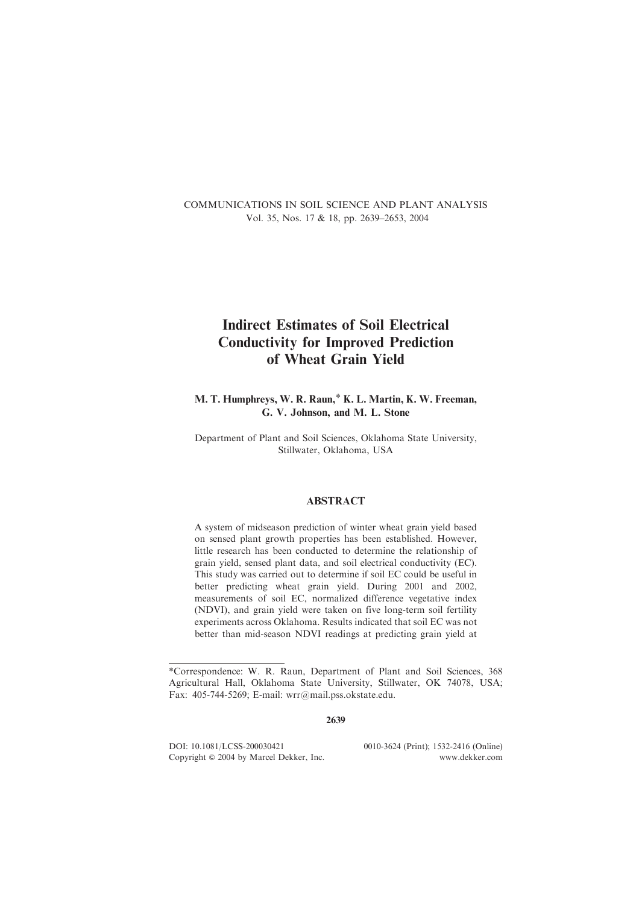# Indirect Estimates of Soil Electrical Conductivity for Improved Prediction of Wheat Grain Yield

**M. T. Humphreys, W. R. Raun,* K. L. Martin, K. W. Freeman, G. V. Johnson, and M. L. Stone**

Department of Plant and Soil Sciences, Oklahoma State University, Stillwater, Oklahoma, USA

## ABSTRACT

A system of midseason prediction of winter wheat grain yield based on sensed plant growth properties has been established. However, little research has been conducted to determine the relationship of grain yield, sensed plant data, and soil electrical conductivity (EC). This study was carried out to determine if soil EC could be useful in better predicting wheat grain yield. During 2001 and 2002, measurements of soil EC, normalized difference vegetative index (NDVI), and grain yield were taken on five long-term soil fertility experiments across Oklahoma. Results indicated that soil EC was not better than mid-season NDVI readings at predicting grain yield at

---

*Correspondence: W. R. Raun, Department of Plant and Soil Sciences, 368 Agricultural Hall, Oklahoma State University, Stillwater, OK 74078, USA; Fax: 405-744-5269; E-mail: wrr@mail.pss.okstate.edu.

DOI: 10.1081/LCSS-200030421
Copyright © 2004 by Marcel Dekker, Inc.

0010-3624 (Print); 1532-2416 (Online)
www.dekker.com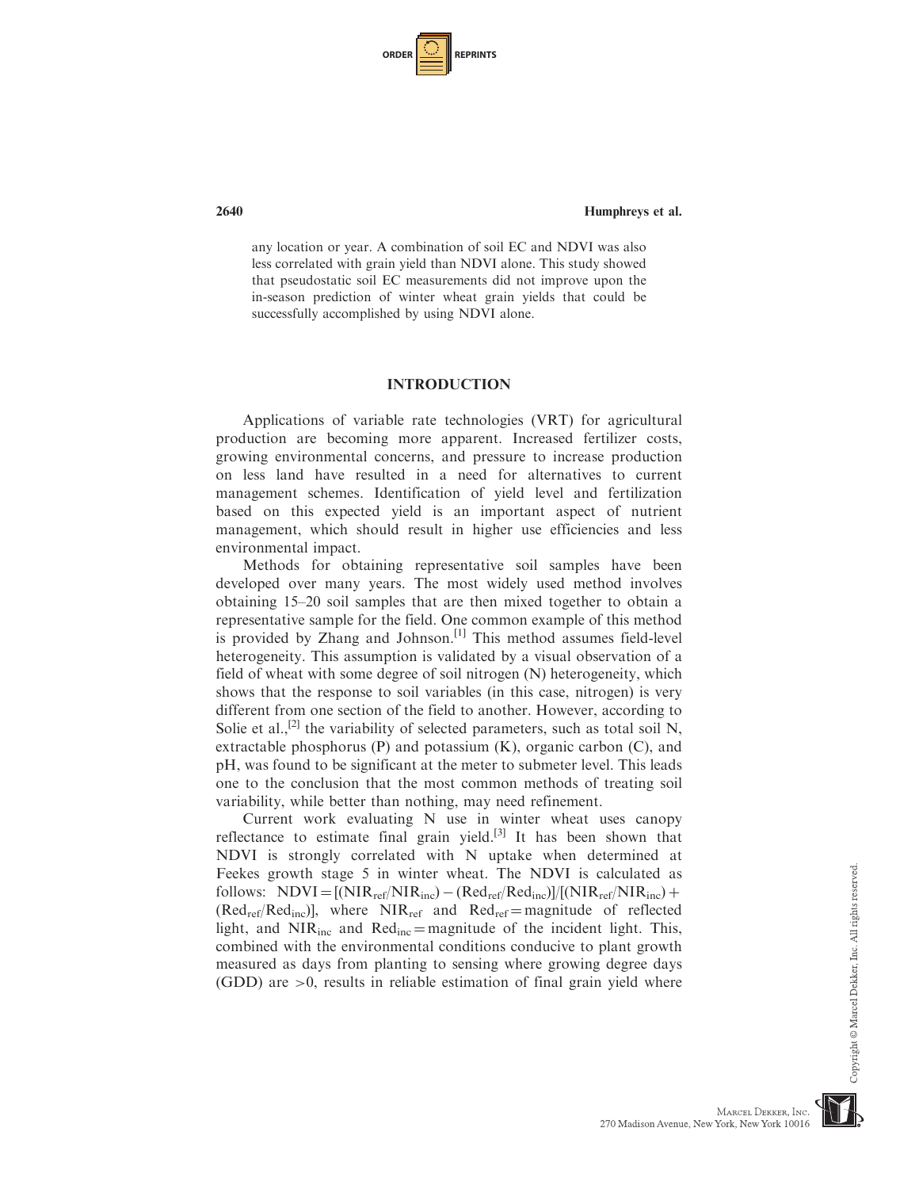any location or year. A combination of soil EC and NDVI was also less correlated with grain yield than NDVI alone. This study showed that pseudostatic soil EC measurements did not improve upon the in-season prediction of winter wheat grain yields that could be successfully accomplished by using NDVI alone.

## INTRODUCTION

Applications of variable rate technologies (VRT) for agricultural production are becoming more apparent. Increased fertilizer costs, growing environmental concerns, and pressure to increase production on less land have resulted in a need for alternatives to current management schemes. Identification of yield level and fertilization based on this expected yield is an important aspect of nutrient management, which should result in higher use efficiencies and less environmental impact.

Methods for obtaining representative soil samples have been developed over many years. The most widely used method involves obtaining 15–20 soil samples that are then mixed together to obtain a representative sample for the field. One common example of this method is provided by Zhang and Johnson.[1] This method assumes field-level heterogeneity. This assumption is validated by a visual observation of a field of wheat with some degree of soil nitrogen (N) heterogeneity, which shows that the response to soil variables (in this case, nitrogen) is very different from one section of the field to another. However, according to Solie et al.,[2] the variability of selected parameters, such as total soil N, extractable phosphorus (P) and potassium (K), organic carbon (C), and pH, was found to be significant at the meter to submeter level. This leads one to the conclusion that the most common methods of treating soil variability, while better than nothing, may need refinement.

Current work evaluating N use in winter wheat uses canopy reflectance to estimate final grain yield.[3] It has been shown that NDVI is strongly correlated with N uptake when determined at Feekes growth stage 5 in winter wheat. The NDVI is calculated as follows: $\text{NDVI} = [(\text{NIR}_{ref}/\text{NIR}_{inc}) - (\text{Red}_{ref}/\text{Red}_{inc})]/[(\text{NIR}_{ref}/\text{NIR}_{inc}) + (\text{Red}_{ref}/\text{Red}_{inc})]$, where $\text{NIR}_{ref}$ and $\text{Red}_{ref}$ = magnitude of reflected light, and $\text{NIR}_{inc}$ and $\text{Red}_{inc}$ = magnitude of the incident light. This, combined with the environmental conditions conducive to plant growth measured as days from planting to sensing where growing degree days (GDD) are $>0$, results in reliable estimation of final grain yield where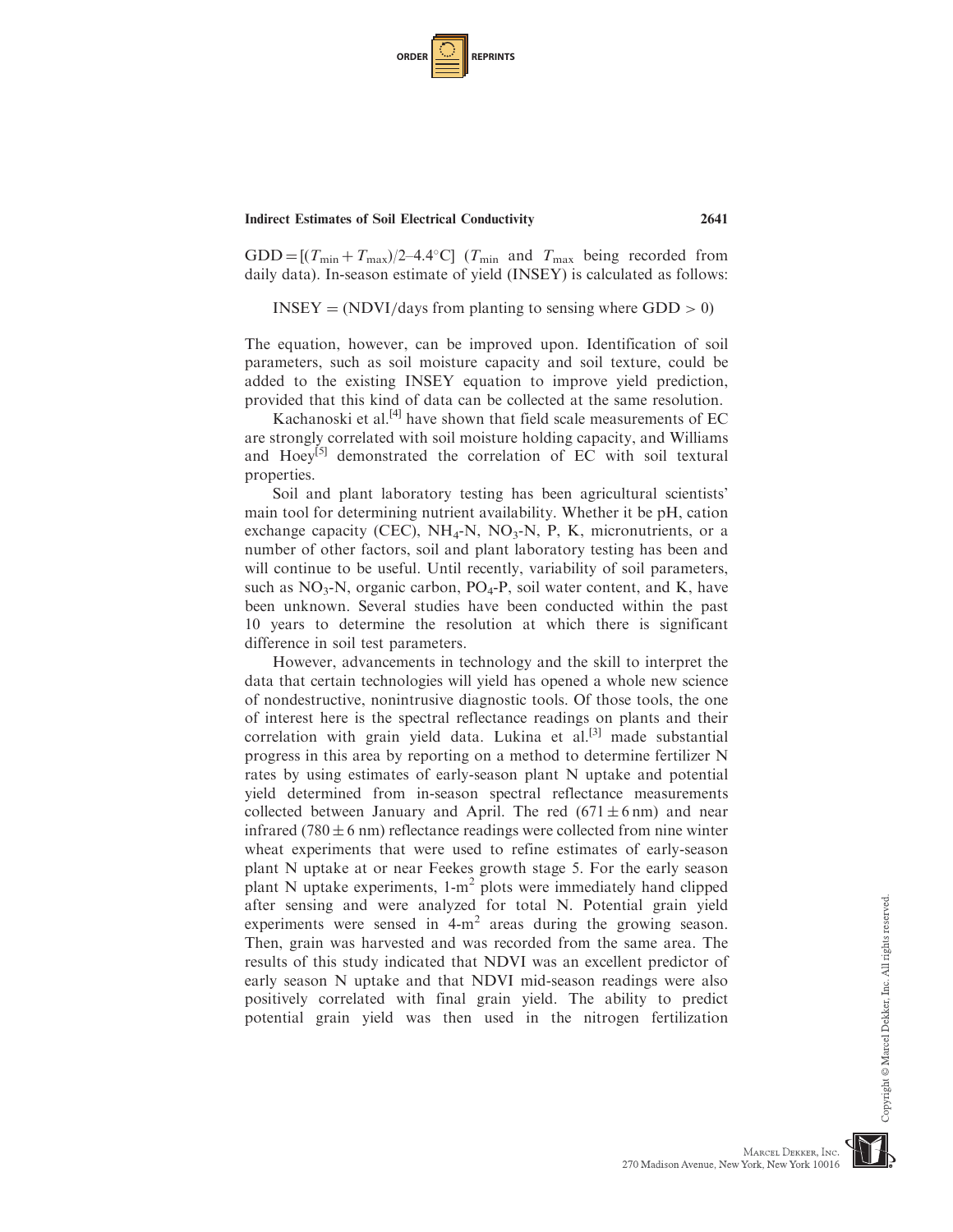$GDD = [(T_{min} + T_{max})/2–4.4°C]$ ($T_{min}$ and $T_{max}$ being recorded from daily data). In-season estimate of yield (INSEY) is calculated as follows:

$$INSEY = (NDVI/\text{days from planting to sensing where } GDD > 0)$$

The equation, however, can be improved upon. Identification of soil parameters, such as soil moisture capacity and soil texture, could be added to the existing INSEY equation to improve yield prediction, provided that this kind of data can be collected at the same resolution.

Kachanoski et al.[4] have shown that field scale measurements of EC are strongly correlated with soil moisture holding capacity, and Williams and Hoey[5] demonstrated the correlation of EC with soil textural properties.

Soil and plant laboratory testing has been agricultural scientists' main tool for determining nutrient availability. Whether it be pH, cation exchange capacity (CEC), $NH_4$-N, $NO_3$-N, P, K, micronutrients, or a number of other factors, soil and plant laboratory testing has been and will continue to be useful. Until recently, variability of soil parameters, such as $NO_3$-N, organic carbon, $PO_4$-P, soil water content, and K, have been unknown. Several studies have been conducted within the past 10 years to determine the resolution at which there is significant difference in soil test parameters.

However, advancements in technology and the skill to interpret the data that certain technologies will yield has opened a whole new science of nondestructive, nonintrusive diagnostic tools. Of those tools, the one of interest here is the spectral reflectance readings on plants and their correlation with grain yield data. Lukina et al.[3] made substantial progress in this area by reporting on a method to determine fertilizer N rates by using estimates of early-season plant N uptake and potential yield determined from in-season spectral reflectance measurements collected between January and April. The red ($671 \pm 6$ nm) and near infrared ($780 \pm 6$ nm) reflectance readings were collected from nine winter wheat experiments that were used to refine estimates of early-season plant N uptake at or near Feekes growth stage 5. For the early season plant N uptake experiments, 1-$m^2$ plots were immediately hand clipped after sensing and were analyzed for total N. Potential grain yield experiments were sensed in 4-$m^2$ areas during the growing season. Then, grain was harvested and was recorded from the same area. The results of this study indicated that NDVI was an excellent predictor of early season N uptake and that NDVI mid-season readings were also positively correlated with final grain yield. The ability to predict potential grain yield was then used in the nitrogen fertilization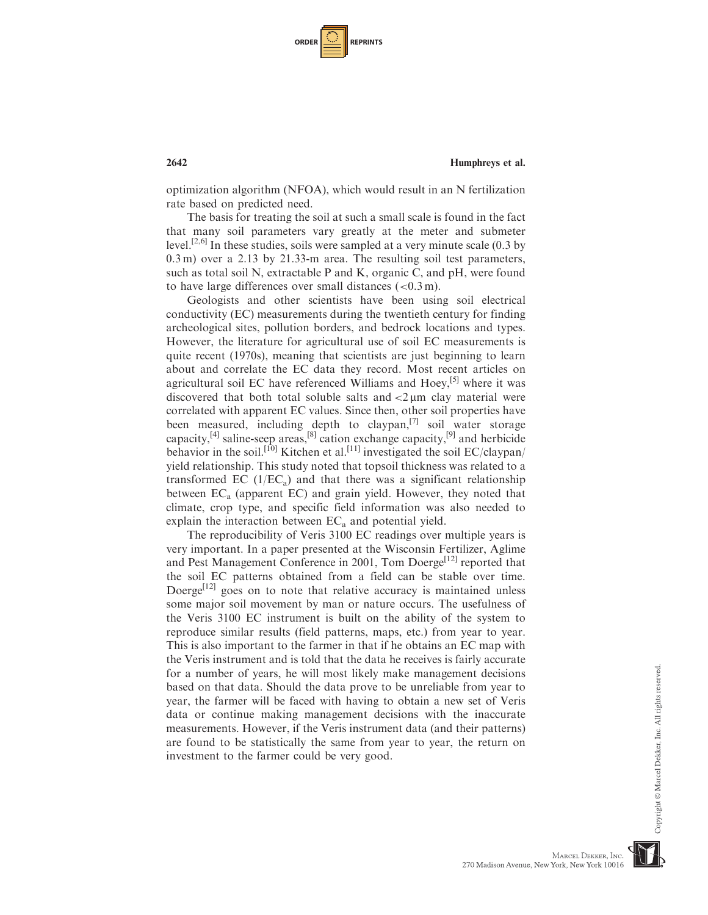optimization algorithm (NFOA), which would result in an N fertilization rate based on predicted need.

The basis for treating the soil at such a small scale is found in the fact that many soil parameters vary greatly at the meter and submeter level.[2,6] In these studies, soils were sampled at a very minute scale (0.3 by 0.3 m) over a 2.13 by 21.33-m area. The resulting soil test parameters, such as total soil N, extractable P and K, organic C, and pH, were found to have large differences over small distances (<0.3 m).

Geologists and other scientists have been using soil electrical conductivity (EC) measurements during the twentieth century for finding archeological sites, pollution borders, and bedrock locations and types. However, the literature for agricultural use of soil EC measurements is quite recent (1970s), meaning that scientists are just beginning to learn about and correlate the EC data they record. Most recent articles on agricultural soil EC have referenced Williams and Hoey,[5] where it was discovered that both total soluble salts and <2 μm clay material were correlated with apparent EC values. Since then, other soil properties have been measured, including depth to claypan,[7] soil water storage capacity,[4] saline-seep areas,[8] cation exchange capacity,[9] and herbicide behavior in the soil.[10] Kitchen et al.[11] investigated the soil EC/claypan/yield relationship. This study noted that topsoil thickness was related to a transformed EC ($1/EC_a$) and that there was a significant relationship between $EC_a$ (apparent EC) and grain yield. However, they noted that climate, crop type, and specific field information was also needed to explain the interaction between $EC_a$ and potential yield.

The reproducibility of Veris 3100 EC readings over multiple years is very important. In a paper presented at the Wisconsin Fertilizer, Aglime and Pest Management Conference in 2001, Tom Doerge[12] reported that the soil EC patterns obtained from a field can be stable over time. Doerge[12] goes on to note that relative accuracy is maintained unless some major soil movement by man or nature occurs. The usefulness of the Veris 3100 EC instrument is built on the ability of the system to reproduce similar results (field patterns, maps, etc.) from year to year. This is also important to the farmer in that if he obtains an EC map with the Veris instrument and is told that the data he receives is fairly accurate for a number of years, he will most likely make management decisions based on that data. Should the data prove to be unreliable from year to year, the farmer will be faced with having to obtain a new set of Veris data or continue making management decisions with the inaccurate measurements. However, if the Veris instrument data (and their patterns) are found to be statistically the same from year to year, the return on investment to the farmer could be very good.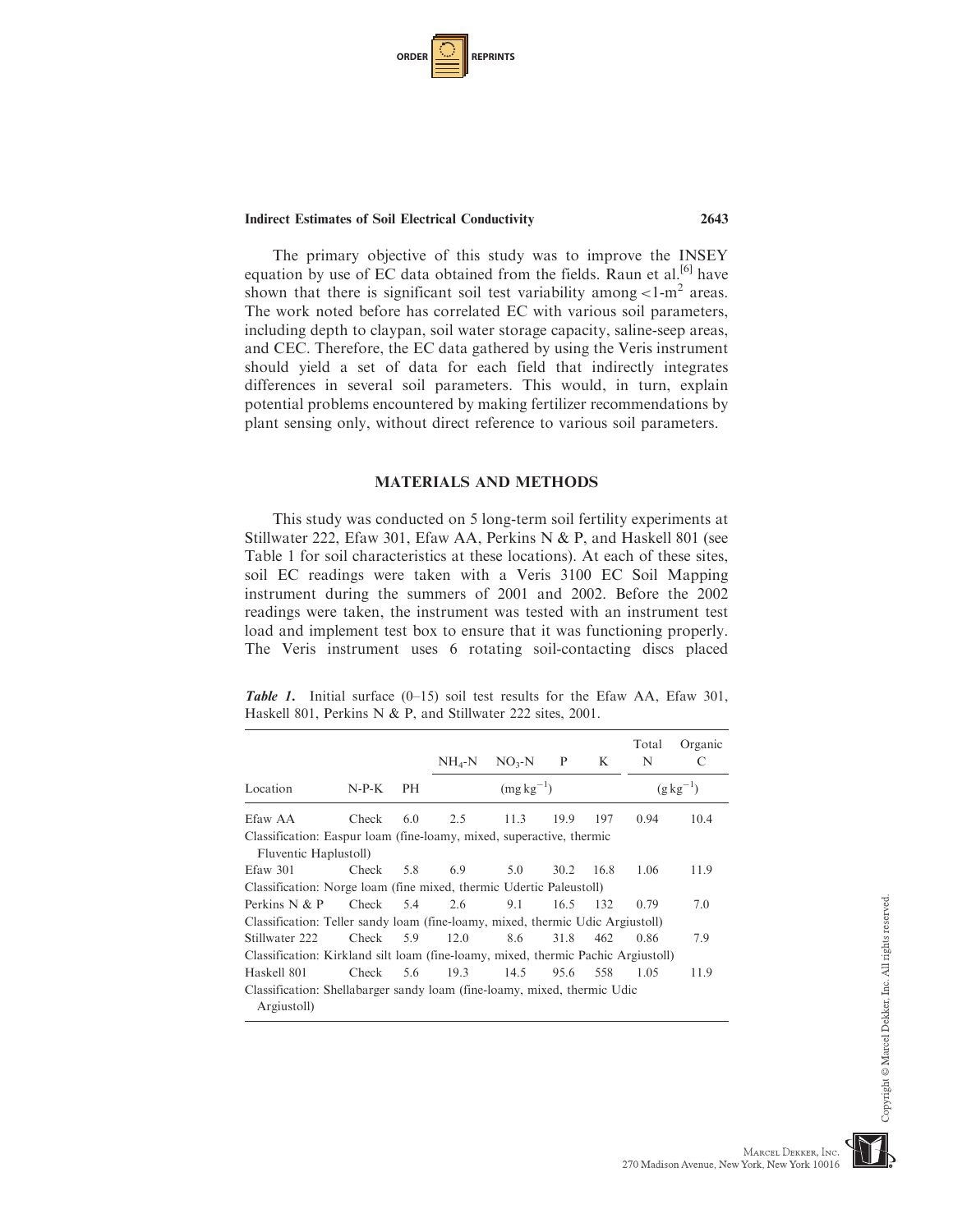The primary objective of this study was to improve the INSEY equation by use of EC data obtained from the fields. Raun et al.[6] have shown that there is significant soil test variability among <1-$m^2$ areas. The work noted before has correlated EC with various soil parameters, including depth to claypan, soil water storage capacity, saline-seep areas, and CEC. Therefore, the EC data gathered by using the Veris instrument should yield a set of data for each field that indirectly integrates differences in several soil parameters. This would, in turn, explain potential problems encountered by making fertilizer recommendations by plant sensing only, without direct reference to various soil parameters.

## MATERIALS AND METHODS

This study was conducted on 5 long-term soil fertility experiments at Stillwater 222, Efaw 301, Efaw AA, Perkins N & P, and Haskell 801 (see Table 1 for soil characteristics at these locations). At each of these sites, soil EC readings were taken with a Veris 3100 EC Soil Mapping instrument during the summers of 2001 and 2002. Before the 2002 readings were taken, the instrument was tested with an instrument test load and implement test box to ensure that it was functioning properly. The Veris instrument uses 6 rotating soil-contacting discs placed

***Table 1.*** Initial surface (0–15) soil test results for the Efaw AA, Efaw 301, Haskell 801, Perkins N & P, and Stillwater 222 sites, 2001.

| Location | N-P-K | PH | $NH_4$-N | $NO_3$-N | P | K | Total N | Organic C |
|---|---|---|---|---|---|---|---|---|
| | | | ($mg\,kg^{-1}$) | | | | ($g\,kg^{-1}$) | |
| Efaw AA | Check | 6.0 | 2.5 | 11.3 | 19.9 | 197 | 0.94 | 10.4 |
| Classification: Easpur loam (fine-loamy, mixed, superactive, thermic Fluventic Haplustoll) | | | | | | | | |
| Efaw 301 | Check | 5.8 | 6.9 | 5.0 | 30.2 | 16.8 | 1.06 | 11.9 |
| Classification: Norge loam (fine mixed, thermic Udertic Paleustoll) | | | | | | | | |
| Perkins N & P | Check | 5.4 | 2.6 | 9.1 | 16.5 | 132 | 0.79 | 7.0 |
| Classification: Teller sandy loam (fine-loamy, mixed, thermic Udic Argiustoll) | | | | | | | | |
| Stillwater 222 | Check | 5.9 | 12.0 | 8.6 | 31.8 | 462 | 0.86 | 7.9 |
| Classification: Kirkland silt loam (fine-loamy, mixed, thermic Pachic Argiustoll) | | | | | | | | |
| Haskell 801 | Check | 5.6 | 19.3 | 14.5 | 95.6 | 558 | 1.05 | 11.9 |
| Classification: Shellabarger sandy loam (fine-loamy, mixed, thermic Udic Argiustoll) | | | | | | | | |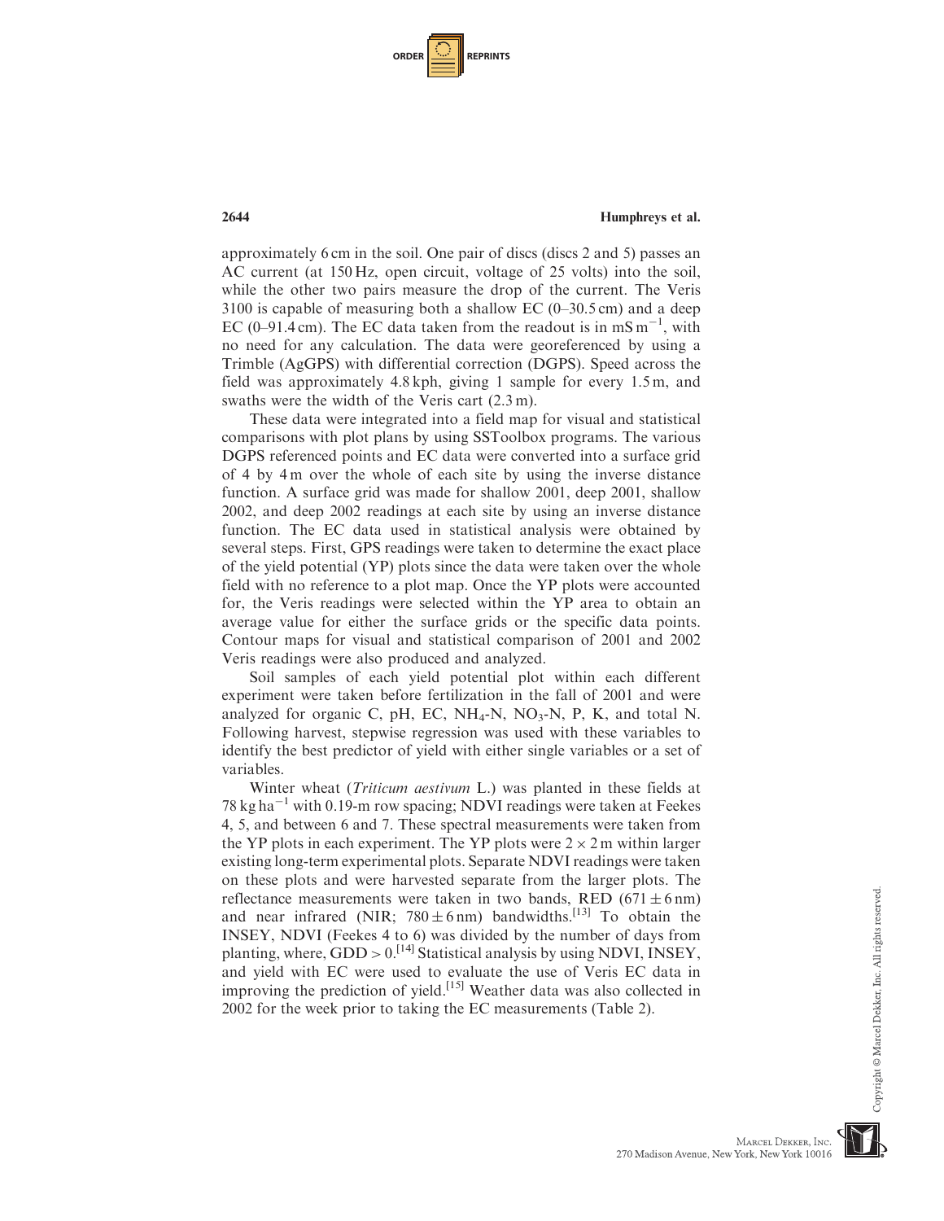approximately 6 cm in the soil. One pair of discs (discs 2 and 5) passes an AC current (at 150 Hz, open circuit, voltage of 25 volts) into the soil, while the other two pairs measure the drop of the current. The Veris 3100 is capable of measuring both a shallow EC (0–30.5 cm) and a deep EC (0–91.4 cm). The EC data taken from the readout is in $mS\,m^{-1}$, with no need for any calculation. The data were georeferenced by using a Trimble (AgGPS) with differential correction (DGPS). Speed across the field was approximately 4.8 kph, giving 1 sample for every 1.5 m, and swaths were the width of the Veris cart (2.3 m).

These data were integrated into a field map for visual and statistical comparisons with plot plans by using SSToolbox programs. The various DGPS referenced points and EC data were converted into a surface grid of 4 by 4 m over the whole of each site by using the inverse distance function. A surface grid was made for shallow 2001, deep 2001, shallow 2002, and deep 2002 readings at each site by using an inverse distance function. The EC data used in statistical analysis were obtained by several steps. First, GPS readings were taken to determine the exact place of the yield potential (YP) plots since the data were taken over the whole field with no reference to a plot map. Once the YP plots were accounted for, the Veris readings were selected within the YP area to obtain an average value for either the surface grids or the specific data points. Contour maps for visual and statistical comparison of 2001 and 2002 Veris readings were also produced and analyzed.

Soil samples of each yield potential plot within each different experiment were taken before fertilization in the fall of 2001 and were analyzed for organic C, pH, EC, $NH_4$-N, $NO_3$-N, P, K, and total N. Following harvest, stepwise regression was used with these variables to identify the best predictor of yield with either single variables or a set of variables.

Winter wheat (*Triticum aestivum* L.) was planted in these fields at $78\,kg\,ha^{-1}$ with 0.19-m row spacing; NDVI readings were taken at Feekes 4, 5, and between 6 and 7. These spectral measurements were taken from the YP plots in each experiment. The YP plots were $2 \times 2$ m within larger existing long-term experimental plots. Separate NDVI readings were taken on these plots and were harvested separate from the larger plots. The reflectance measurements were taken in two bands, RED ($671 \pm 6$ nm) and near infrared (NIR; $780 \pm 6$ nm) bandwidths.[13] To obtain the INSEY, NDVI (Feekes 4 to 6) was divided by the number of days from planting, where, $GDD > 0$.[14] Statistical analysis by using NDVI, INSEY, and yield with EC were used to evaluate the use of Veris EC data in improving the prediction of yield.[15] Weather data was also collected in 2002 for the week prior to taking the EC measurements (Table 2).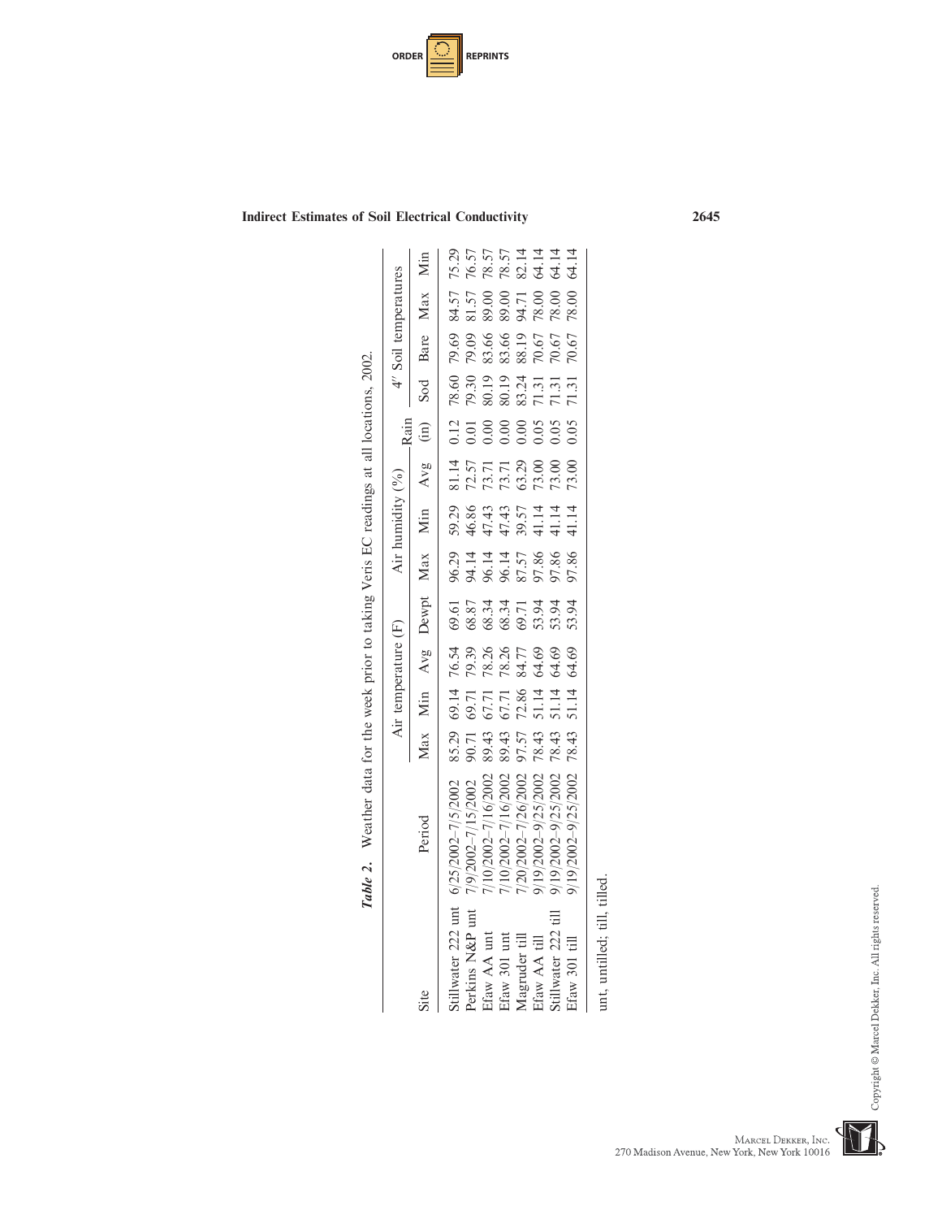***Table 2.*** Weather data for the week prior to taking Veris EC readings at all locations, 2002.

| Site | Period | Air temperature (F) | | | | Air humidity (%) | | | Rain (in) | 4″ Soil temperatures | | | |
|---|---|---|---|---|---|---|---|---|---|---|---|---|---|
| | | Max | Min | Avg | Dewpt | Max | Min | Avg | | Sod | Bare | Max | Min |
| Stillwater 222 unt | 6/25/2002–7/5/2002 | 85.29 | 69.14 | 76.54 | 69.61 | 96.29 | 59.29 | 81.14 | 0.12 | 78.60 | 79.69 | 84.57 | 75.29 |
| Perkins N&P unt | 7/9/2002–7/15/2002 | 90.71 | 69.71 | 79.39 | 68.87 | 94.14 | 46.86 | 72.57 | 0.01 | 79.30 | 79.09 | 81.57 | 76.57 |
| Efaw AA unt | 7/10/2002–7/16/2002 | 89.43 | 67.71 | 78.26 | 68.34 | 96.14 | 47.43 | 73.71 | 0.00 | 80.19 | 83.66 | 89.00 | 78.57 |
| Efaw 301 unt | 7/10/2002–7/16/2002 | 89.43 | 67.71 | 78.26 | 68.34 | 96.14 | 47.43 | 73.71 | 0.00 | 80.19 | 83.66 | 89.00 | 78.57 |
| Magruder till | 7/20/2002–7/26/2002 | 97.57 | 72.86 | 84.77 | 69.71 | 87.57 | 39.57 | 63.29 | 0.00 | 83.24 | 88.19 | 94.71 | 82.14 |
| Efaw AA till | 9/19/2002–9/25/2002 | 78.43 | 51.14 | 64.69 | 53.94 | 97.86 | 41.14 | 73.00 | 0.05 | 71.31 | 70.67 | 78.00 | 64.14 |
| Stillwater 222 till | 9/19/2002–9/25/2002 | 78.43 | 51.14 | 64.69 | 53.94 | 97.86 | 41.14 | 73.00 | 0.05 | 71.31 | 70.67 | 78.00 | 64.14 |
| Efaw 301 till | 9/19/2002–9/25/2002 | 78.43 | 51.14 | 64.69 | 53.94 | 97.86 | 41.14 | 73.00 | 0.05 | 71.31 | 70.67 | 78.00 | 64.14 |

unt, untilled; till, tilled.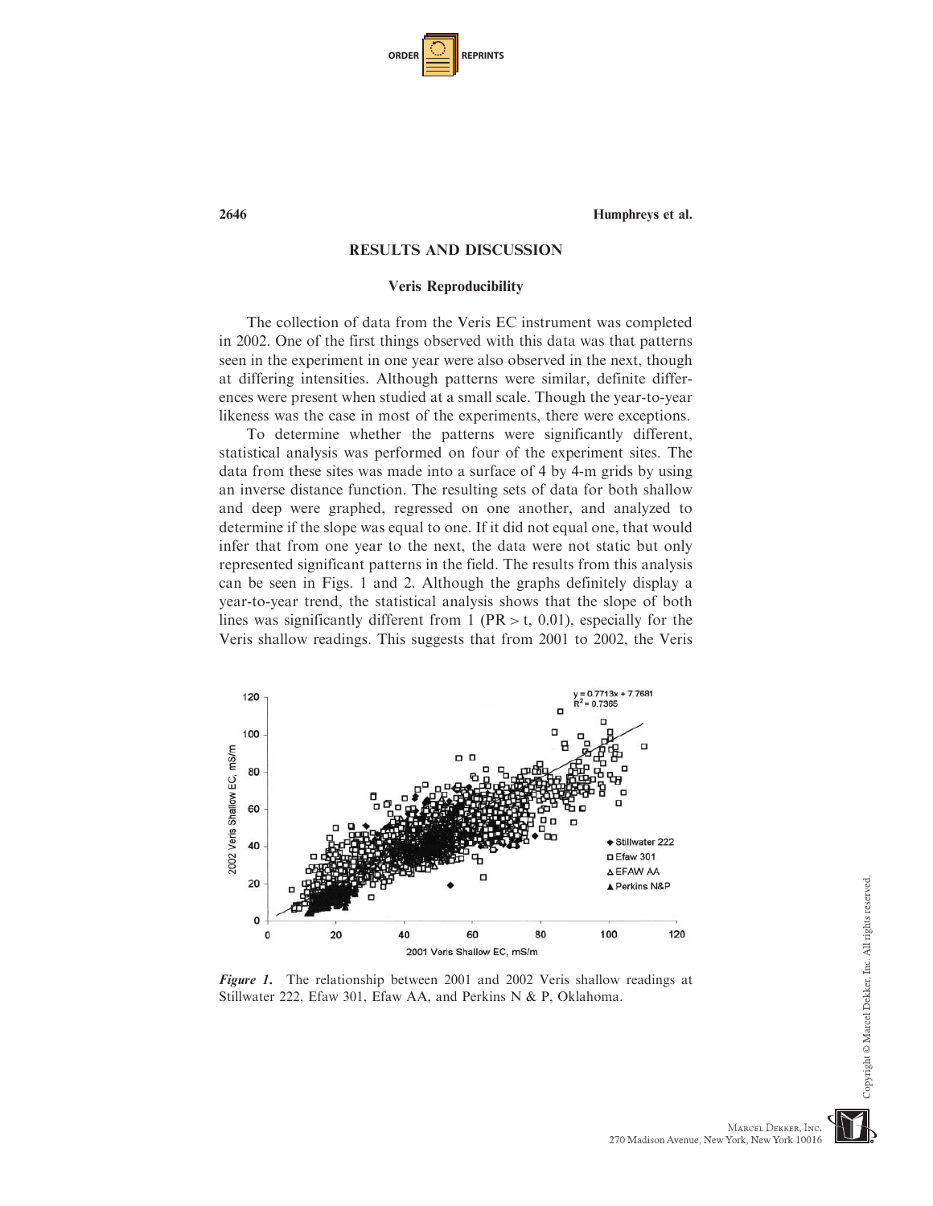## RESULTS AND DISCUSSION

### Veris Reproducibility

The collection of data from the Veris EC instrument was completed in 2002. One of the first things observed with this data was that patterns seen in the experiment in one year were also observed in the next, though at differing intensities. Although patterns were similar, definite differences were present when studied at a small scale. Though the year-to-year likeness was the case in most of the experiments, there were exceptions.

To determine whether the patterns were significantly different, statistical analysis was performed on four of the experiment sites. The data from these sites was made into a surface of 4 by 4-m grids by using an inverse distance function. The resulting sets of data for both shallow and deep were graphed, regressed on one another, and analyzed to determine if the slope was equal to one. If it did not equal one, that would infer that from one year to the next, the data were not static but only represented significant patterns in the field. The results from this analysis can be seen in Figs. 1 and 2. Although the graphs definitely display a year-to-year trend, the statistical analysis shows that the slope of both lines was significantly different from 1 ($PR > t$, 0.01), especially for the Veris shallow readings. This suggests that from 2001 to 2002, the Veris

*Figure 1.* The relationship between 2001 and 2002 Veris shallow readings at Stillwater 222, Efaw 301, Efaw AA, and Perkins N & P, Oklahoma.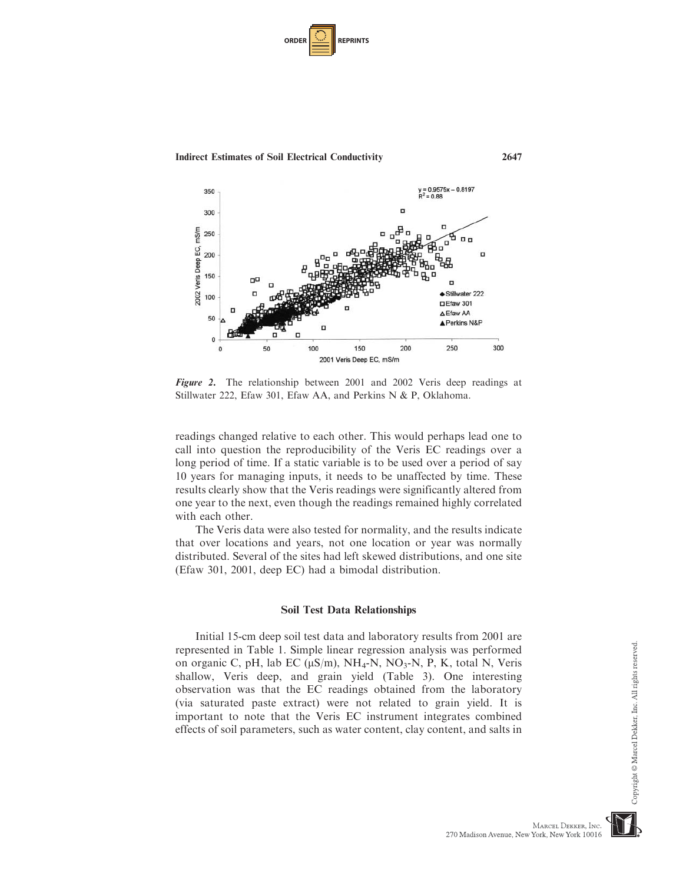*Figure 2.* The relationship between 2001 and 2002 Veris deep readings at Stillwater 222, Efaw 301, Efaw AA, and Perkins N & P, Oklahoma.

readings changed relative to each other. This would perhaps lead one to call into question the reproducibility of the Veris EC readings over a long period of time. If a static variable is to be used over a period of say 10 years for managing inputs, it needs to be unaffected by time. These results clearly show that the Veris readings were significantly altered from one year to the next, even though the readings remained highly correlated with each other.

The Veris data were also tested for normality, and the results indicate that over locations and years, not one location or year was normally distributed. Several of the sites had left skewed distributions, and one site (Efaw 301, 2001, deep EC) had a bimodal distribution.

### Soil Test Data Relationships

Initial 15-cm deep soil test data and laboratory results from 2001 are represented in Table 1. Simple linear regression analysis was performed on organic C, pH, lab EC ($\mu$S/m), $NH_4$-N, $NO_3$-N, P, K, total N, Veris shallow, Veris deep, and grain yield (Table 3). One interesting observation was that the EC readings obtained from the laboratory (via saturated paste extract) were not related to grain yield. It is important to note that the Veris EC instrument integrates combined effects of soil parameters, such as water content, clay content, and salts in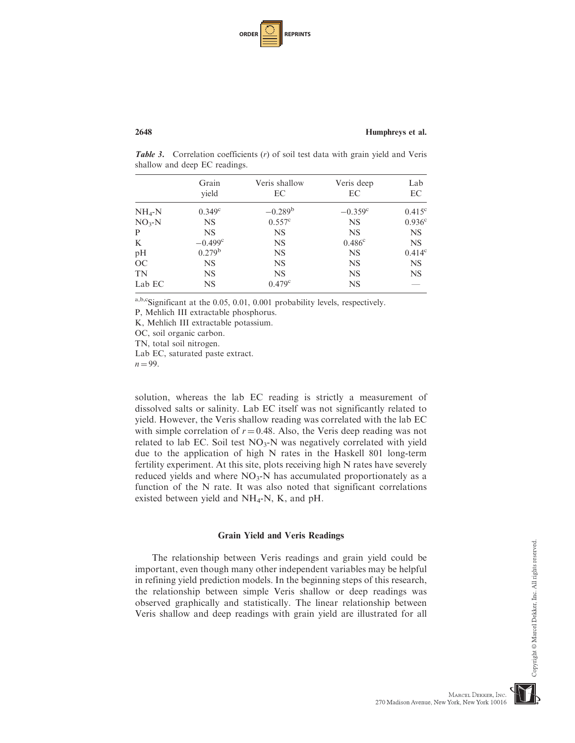***Table 3.*** Correlation coefficients ($r$) of soil test data with grain yield and Veris shallow and deep EC readings.

| | Grain yield | Veris shallow EC | Veris deep EC | Lab EC |
|---|---|---|---|---|
| $NH_4$-N | $0.349^c$ | $-0.289^b$ | $-0.359^c$ | $0.415^c$ |
| $NO_3$-N | NS | $0.557^c$ | NS | $0.936^c$ |
| P | NS | NS | NS | NS |
| K | $-0.499^c$ | NS | $0.486^c$ | NS |
| pH | $0.279^b$ | NS | NS | $0.414^c$ |
| OC | NS | NS | NS | NS |
| TN | NS | NS | NS | NS |
| Lab EC | NS | $0.479^c$ | NS | — |

$^{a,b,c}$Significant at the 0.05, 0.01, 0.001 probability levels, respectively.
P, Mehlich III extractable phosphorus.
K, Mehlich III extractable potassium.
OC, soil organic carbon.
TN, total soil nitrogen.
Lab EC, saturated paste extract.
$n = 99$.

solution, whereas the lab EC reading is strictly a measurement of dissolved salts or salinity. Lab EC itself was not significantly related to yield. However, the Veris shallow reading was correlated with the lab EC with simple correlation of $r = 0.48$. Also, the Veris deep reading was not related to lab EC. Soil test $NO_3$-N was negatively correlated with yield due to the application of high N rates in the Haskell 801 long-term fertility experiment. At this site, plots receiving high N rates have severely reduced yields and where $NO_3$-N has accumulated proportionately as a function of the N rate. It was also noted that significant correlations existed between yield and $NH_4$-N, K, and pH.

### Grain Yield and Veris Readings

The relationship between Veris readings and grain yield could be important, even though many other independent variables may be helpful in refining yield prediction models. In the beginning steps of this research, the relationship between simple Veris shallow or deep readings was observed graphically and statistically. The linear relationship between Veris shallow and deep readings with grain yield are illustrated for all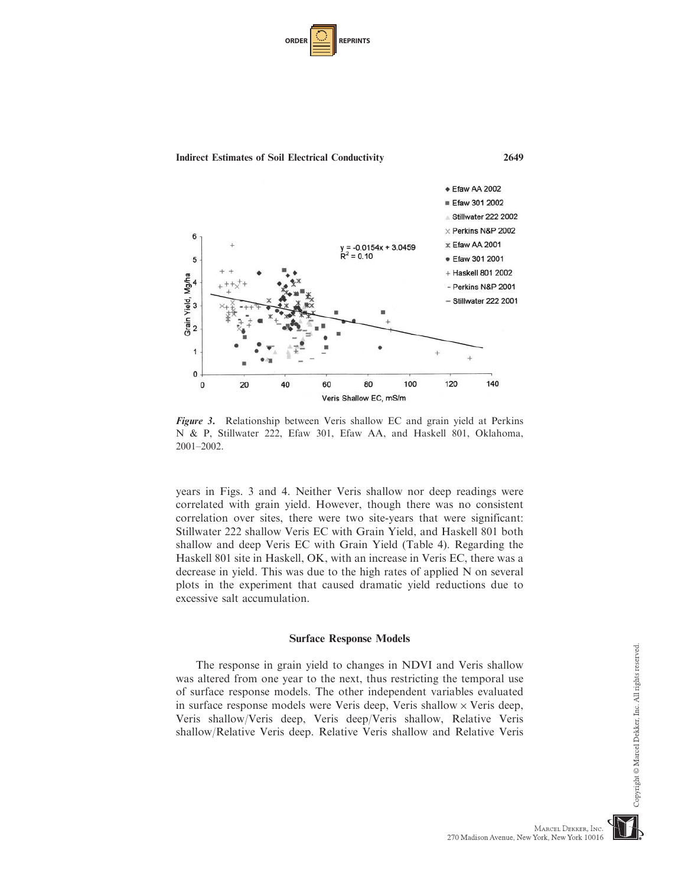*Figure 3.* Relationship between Veris shallow EC and grain yield at Perkins N & P, Stillwater 222, Efaw 301, Efaw AA, and Haskell 801, Oklahoma, 2001–2002.

years in Figs. 3 and 4. Neither Veris shallow nor deep readings were correlated with grain yield. However, though there was no consistent correlation over sites, there were two site-years that were significant: Stillwater 222 shallow Veris EC with Grain Yield, and Haskell 801 both shallow and deep Veris EC with Grain Yield (Table 4). Regarding the Haskell 801 site in Haskell, OK, with an increase in Veris EC, there was a decrease in yield. This was due to the high rates of applied N on several plots in the experiment that caused dramatic yield reductions due to excessive salt accumulation.

## Surface Response Models

The response in grain yield to changes in NDVI and Veris shallow was altered from one year to the next, thus restricting the temporal use of surface response models. The other independent variables evaluated in surface response models were Veris deep, Veris shallow $\times$ Veris deep, Veris shallow/Veris deep, Veris deep/Veris shallow, Relative Veris shallow/Relative Veris deep. Relative Veris shallow and Relative Veris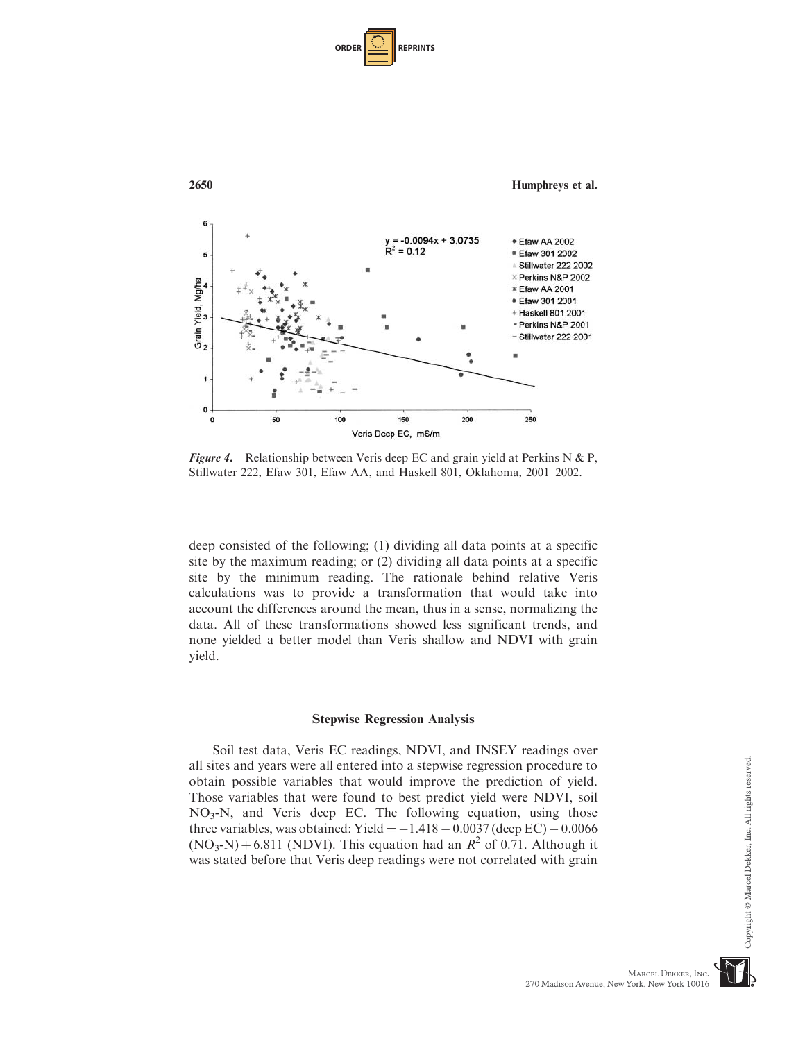*Figure 4*. Relationship between Veris deep EC and grain yield at Perkins N & P, Stillwater 222, Efaw 301, Efaw AA, and Haskell 801, Oklahoma, 2001–2002.

deep consisted of the following; (1) dividing all data points at a specific site by the maximum reading; or (2) dividing all data points at a specific site by the minimum reading. The rationale behind relative Veris calculations was to provide a transformation that would take into account the differences around the mean, thus in a sense, normalizing the data. All of these transformations showed less significant trends, and none yielded a better model than Veris shallow and NDVI with grain yield.

### Stepwise Regression Analysis

Soil test data, Veris EC readings, NDVI, and INSEY readings over all sites and years were all entered into a stepwise regression procedure to obtain possible variables that would improve the prediction of yield. Those variables that were found to best predict yield were NDVI, soil $NO_3$-N, and Veris deep EC. The following equation, using those three variables, was obtained: Yield $= -1.418 - 0.0037$ (deep EC) $- 0.0066$ ($NO_3$-N) $+ 6.811$ (NDVI). This equation had an $R^2$ of 0.71. Although it was stated before that Veris deep readings were not correlated with grain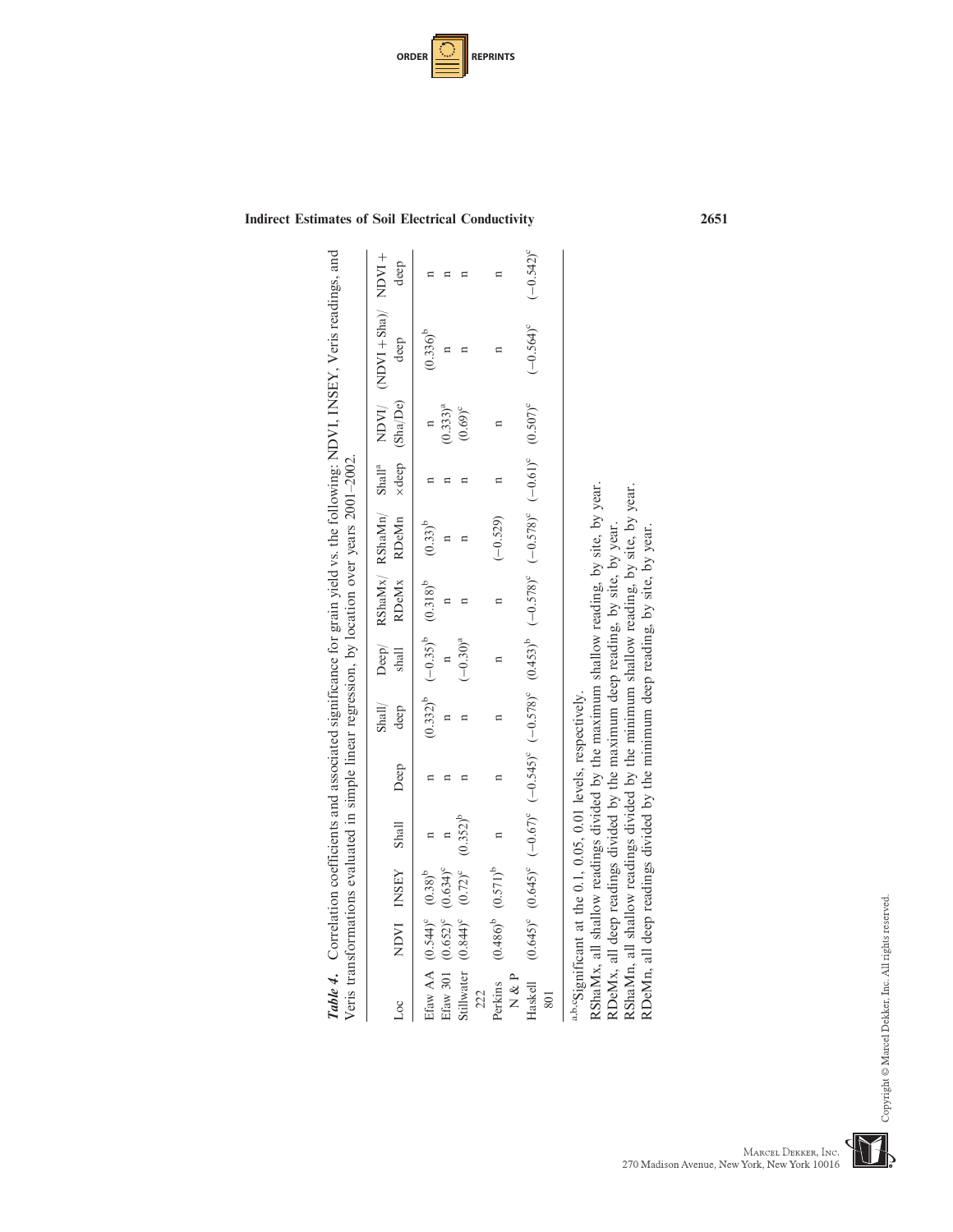*Table 4.* Correlation coefficients and associated significance for grain yield vs. the following: NDVI, INSEY, Veris readings, and Veris transformations evaluated in simple linear regression, by location over years 2001–2002.

| Loc | NDVI | INSEY | Shall | Deep | Shall/ deep | Deep/ shall | RShaMx/ RDeMx | RShaMn/ RDeMn | Shall[a] ×deep | NDVI/ (Sha/De) | (NDVI + Sha)/ deep | NDVI + deep |
|---|---|---|---|---|---|---|---|---|---|---|---|---|
| Efaw AA | (0.544)[c] | (0.38)[b] | n | n | (0.332)[b] | (−0.35)[b] | (0.318)[b] | (0.33)[b] | n | n | (0.336)[b] | n |
| Efaw 301 | (0.652)[c] | (0.634)[c] | n | n | n | n | n | n | n | (0.333)[a] | n | n |
| Stillwater 222 | (0.844)[c] | (0.72)[c] | (0.352)[b] | n | n | (−0.30)[a] | n | n | n | (0.69)[c] | n | n |
| Perkins N & P | (0.486)[b] | (0.571)[b] | n | n | n | n | n | (−0.529) | n | n | n | n |
| Haskell 801 | (0.645)[c] | (0.645)[c] | (−0.67)[c] | (−0.545)[c] | (−0.578)[c] | (0.453)[b] | (−0.578)[c] | (−0.578)[c] | (−0.61)[c] | (0.507)[c] | (−0.564)[c] | (−0.542)[c] |

[a,b,c]Significant at the 0.1, 0.05, 0.01 levels, respectively.
RShaMx, all shallow readings divided by the maximum shallow reading, by site, by year.
RDeMx, all deep readings divided by the maximum deep reading, by site, by year.
RShaMn, all shallow readings divided by the minimum shallow reading, by site, by year.
RDeMn, all deep readings divided by the minimum deep reading, by site, by year.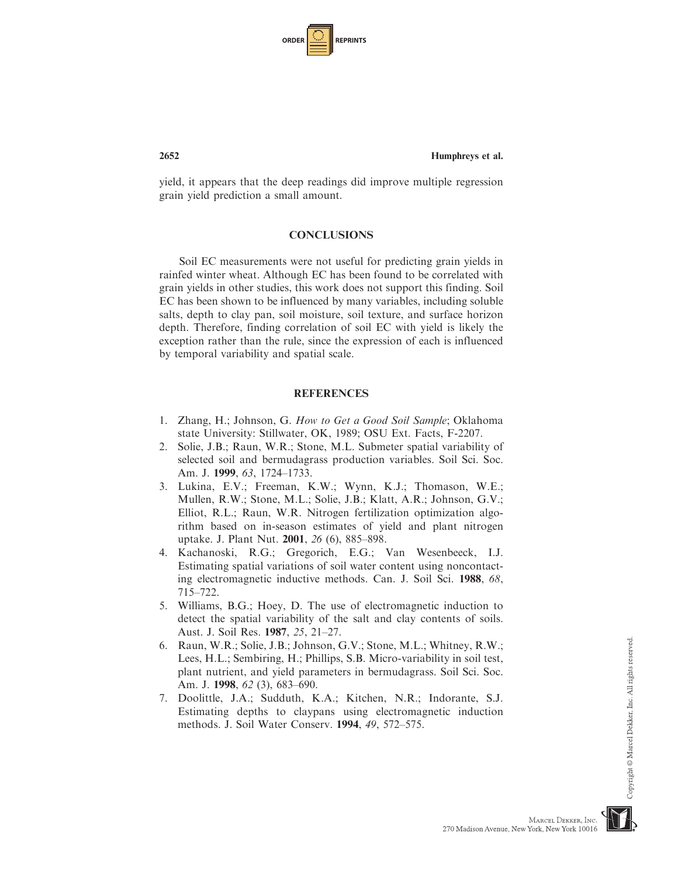yield, it appears that the deep readings did improve multiple regression grain yield prediction a small amount.

## CONCLUSIONS

Soil EC measurements were not useful for predicting grain yields in rainfed winter wheat. Although EC has been found to be correlated with grain yields in other studies, this work does not support this finding. Soil EC has been shown to be influenced by many variables, including soluble salts, depth to clay pan, soil moisture, soil texture, and surface horizon depth. Therefore, finding correlation of soil EC with yield is likely the exception rather than the rule, since the expression of each is influenced by temporal variability and spatial scale.

## REFERENCES

1. Zhang, H.; Johnson, G. *How to Get a Good Soil Sample*; Oklahoma state University: Stillwater, OK, 1989; OSU Ext. Facts, F-2207.
2. Solie, J.B.; Raun, W.R.; Stone, M.L. Submeter spatial variability of selected soil and bermudagrass production variables. Soil Sci. Soc. Am. J. **1999**, *63*, 1724–1733.
3. Lukina, E.V.; Freeman, K.W.; Wynn, K.J.; Thomason, W.E.; Mullen, R.W.; Stone, M.L.; Solie, J.B.; Klatt, A.R.; Johnson, G.V.; Elliot, R.L.; Raun, W.R. Nitrogen fertilization optimization algorithm based on in-season estimates of yield and plant nitrogen uptake. J. Plant Nut. **2001**, *26* (6), 885–898.
4. Kachanoski, R.G.; Gregorich, E.G.; Van Wesenbeeck, I.J. Estimating spatial variations of soil water content using noncontacting electromagnetic inductive methods. Can. J. Soil Sci. **1988**, *68*, 715–722.
5. Williams, B.G.; Hoey, D. The use of electromagnetic induction to detect the spatial variability of the salt and clay contents of soils. Aust. J. Soil Res. **1987**, *25*, 21–27.
6. Raun, W.R.; Solie, J.B.; Johnson, G.V.; Stone, M.L.; Whitney, R.W.; Lees, H.L.; Sembiring, H.; Phillips, S.B. Micro-variability in soil test, plant nutrient, and yield parameters in bermudagrass. Soil Sci. Soc. Am. J. **1998**, *62* (3), 683–690.
7. Doolittle, J.A.; Sudduth, K.A.; Kitchen, N.R.; Indorante, S.J. Estimating depths to claypans using electromagnetic induction methods. J. Soil Water Conserv. **1994**, *49*, 572–575.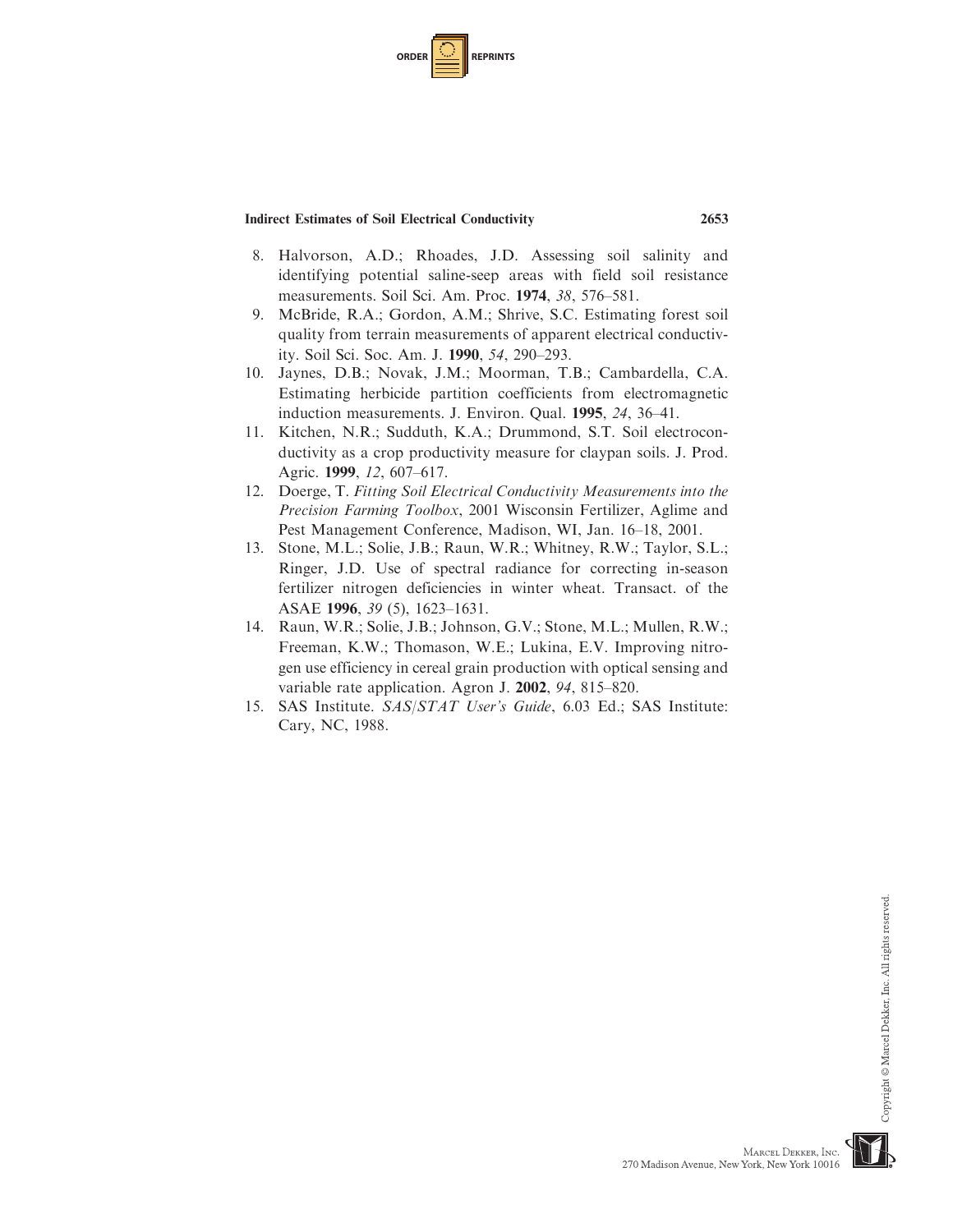8. Halvorson, A.D.; Rhoades, J.D. Assessing soil salinity and identifying potential saline-seep areas with field soil resistance measurements. Soil Sci. Am. Proc. **1974**, *38*, 576–581.
9. McBride, R.A.; Gordon, A.M.; Shrive, S.C. Estimating forest soil quality from terrain measurements of apparent electrical conductivity. Soil Sci. Soc. Am. J. **1990**, *54*, 290–293.
10. Jaynes, D.B.; Novak, J.M.; Moorman, T.B.; Cambardella, C.A. Estimating herbicide partition coefficients from electromagnetic induction measurements. J. Environ. Qual. **1995**, *24*, 36–41.
11. Kitchen, N.R.; Sudduth, K.A.; Drummond, S.T. Soil electroconductivity as a crop productivity measure for claypan soils. J. Prod. Agric. **1999**, *12*, 607–617.
12. Doerge, T. *Fitting Soil Electrical Conductivity Measurements into the Precision Farming Toolbox*, 2001 Wisconsin Fertilizer, Aglime and Pest Management Conference, Madison, WI, Jan. 16–18, 2001.
13. Stone, M.L.; Solie, J.B.; Raun, W.R.; Whitney, R.W.; Taylor, S.L.; Ringer, J.D. Use of spectral radiance for correcting in-season fertilizer nitrogen deficiencies in winter wheat. Transact. of the ASAE **1996**, *39* (5), 1623–1631.
14. Raun, W.R.; Solie, J.B.; Johnson, G.V.; Stone, M.L.; Mullen, R.W.; Freeman, K.W.; Thomason, W.E.; Lukina, E.V. Improving nitrogen use efficiency in cereal grain production with optical sensing and variable rate application. Agron J. **2002**, *94*, 815–820.
15. SAS Institute. *SAS/STAT User's Guide*, 6.03 Ed.; SAS Institute: Cary, NC, 1988.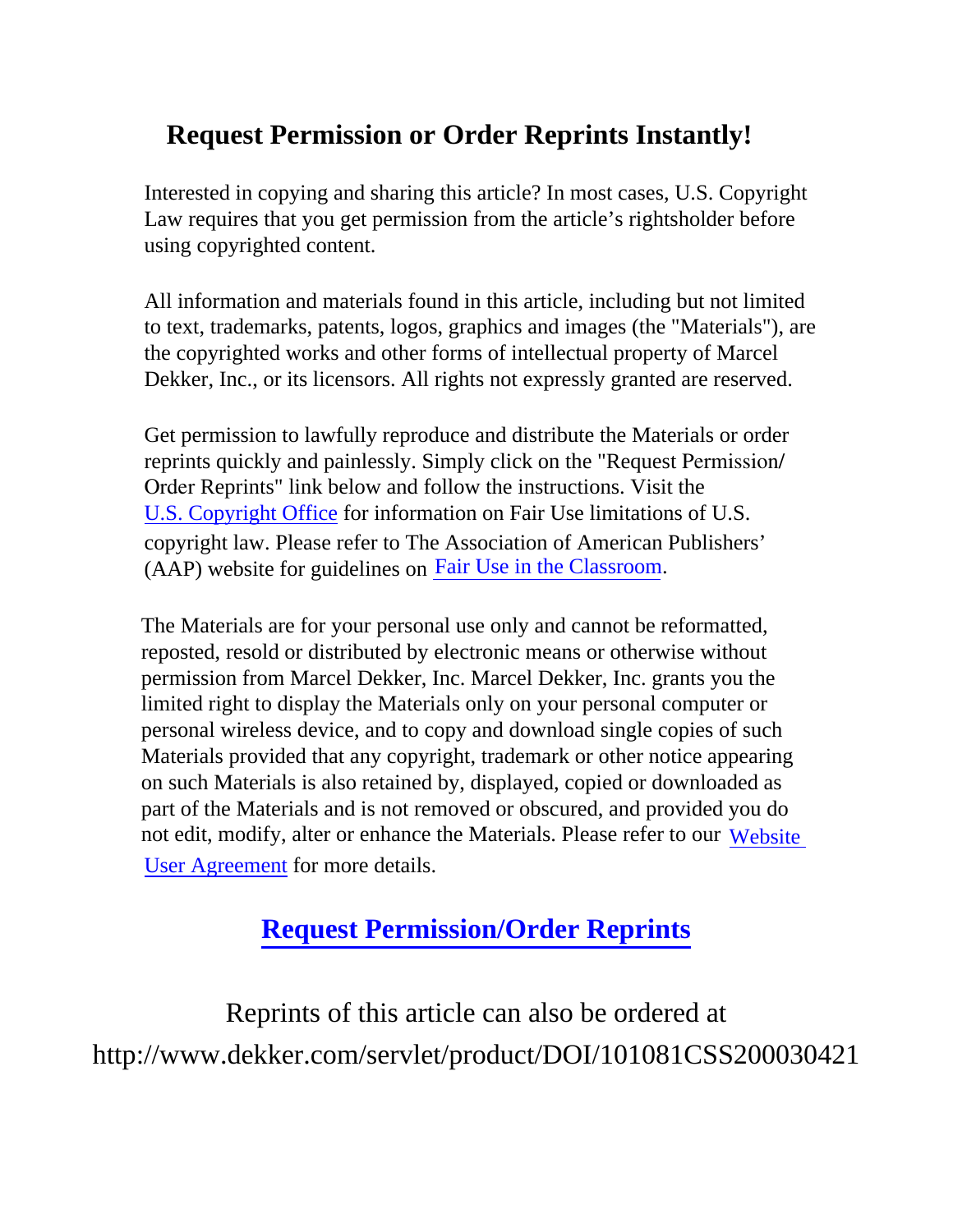# Request Permission or Order Reprints Instantly!

Interested in copying and sharing this article? In most cases, U.S. Copyright Law requires that you get permission from the article's rightsholder before using copyrighted content.

All information and materials found in this article, including but not limited to text, trademarks, patents, logos, graphics and images (the "Materials"), are the copyrighted works and other forms of intellectual property of Marcel Dekker, Inc., or its licensors. All rights not expressly granted are reserved.

Get permission to lawfully reproduce and distribute the Materials or order reprints quickly and painlessly. Simply click on the "Request Permission/ Order Reprints" link below and follow the instructions. Visit the U.S. Copyright Office for information on Fair Use limitations of U.S. copyright law. Please refer to The Association of American Publishers' (AAP) website for guidelines on Fair Use in the Classroom.

The Materials are for your personal use only and cannot be reformatted, reposted, resold or distributed by electronic means or otherwise without permission from Marcel Dekker, Inc. Marcel Dekker, Inc. grants you the limited right to display the Materials only on your personal computer or personal wireless device, and to copy and download single copies of such Materials provided that any copyright, trademark or other notice appearing on such Materials is also retained by, displayed, copied or downloaded as part of the Materials and is not removed or obscured, and provided you do not edit, modify, alter or enhance the Materials. Please refer to our Website User Agreement for more details.

## Request Permission/Order Reprints

Reprints of this article can also be ordered at
http://www.dekker.com/servlet/product/DOI/101081CSS200030421